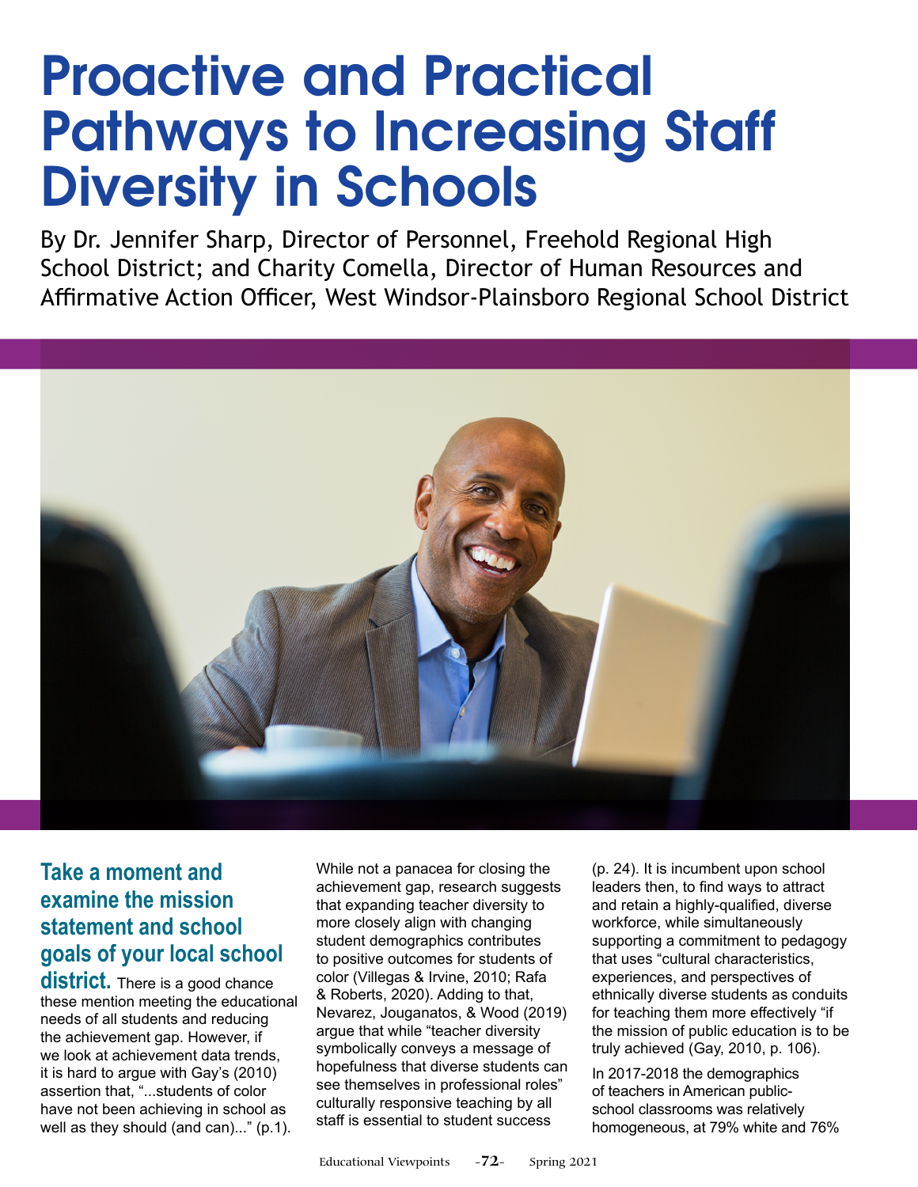# Proactive and Practical Pathways to Increasing Staff Diversity in Schools

By Dr. Jennifer Sharp, Director of Personnel, Freehold Regional High School District; and Charity Comella, Director of Human Resources and Affirmative Action Officer, West Windsor-Plainsboro Regional School District

**Take a moment and examine the mission statement and school goals of your local school district.** There is a good chance these mention meeting the educational needs of all students and reducing the achievement gap. However, if we look at achievement data trends, it is hard to argue with Gay's (2010) assertion that, "...students of color have not been achieving in school as well as they should (and can)..." (p.1).

While not a panacea for closing the achievement gap, research suggests that expanding teacher diversity to more closely align with changing student demographics contributes to positive outcomes for students of color (Villegas & Irvine, 2010; Rafa & Roberts, 2020). Adding to that, Nevarez, Jouganatos, & Wood (2019) argue that while "teacher diversity symbolically conveys a message of hopefulness that diverse students can see themselves in professional roles" culturally responsive teaching by all staff is essential to student success (p. 24). It is incumbent upon school leaders then, to find ways to attract and retain a highly-qualified, diverse workforce, while simultaneously supporting a commitment to pedagogy that uses "cultural characteristics, experiences, and perspectives of ethnically diverse students as conduits for teaching them more effectively "if the mission of public education is to be truly achieved (Gay, 2010, p. 106).

In 2017-2018 the demographics of teachers in American public-school classrooms was relatively homogeneous, at 79% white and 76%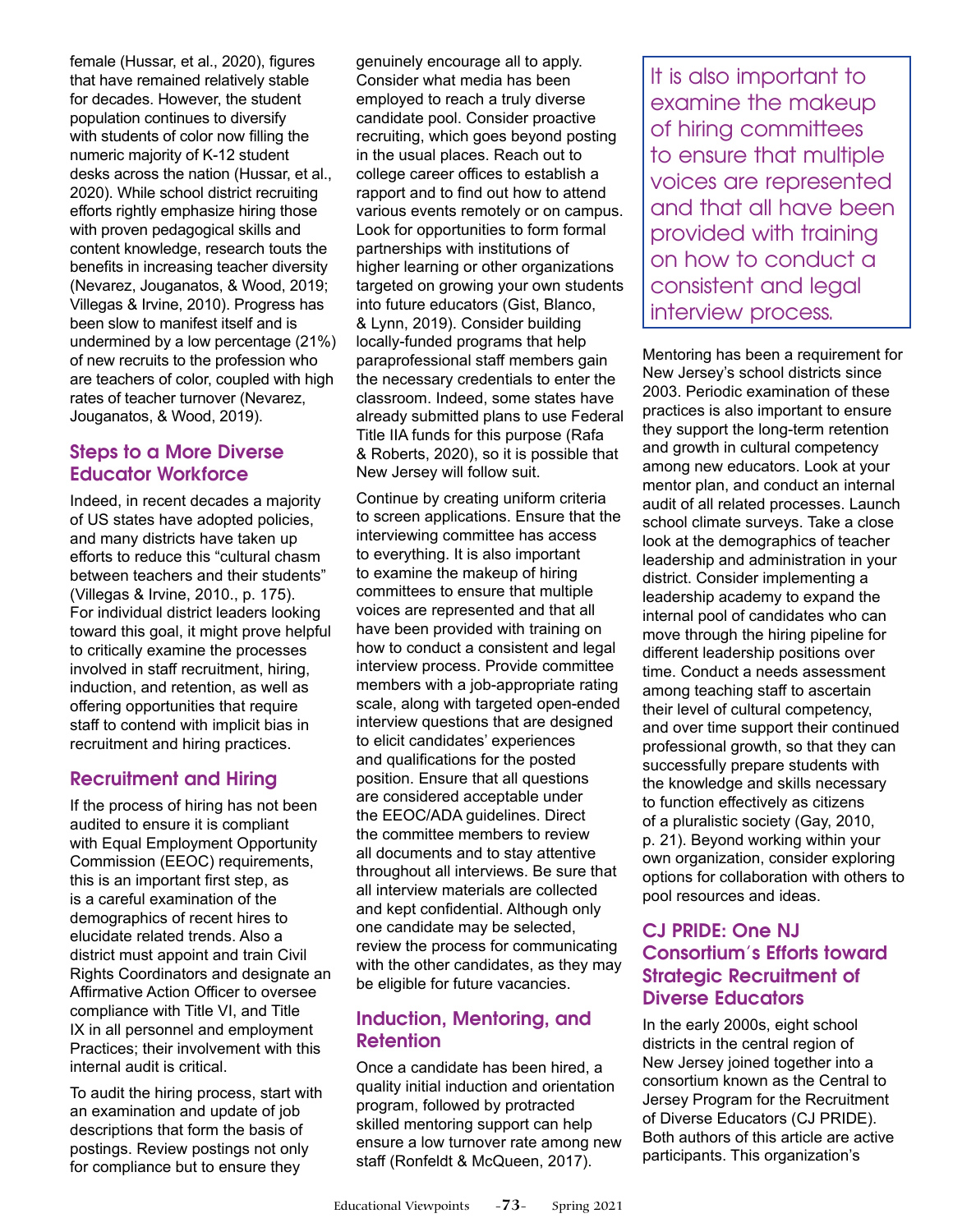female (Hussar, et al., 2020), figures that have remained relatively stable for decades. However, the student population continues to diversify with students of color now filling the numeric majority of K-12 student desks across the nation (Hussar, et al., 2020). While school district recruiting efforts rightly emphasize hiring those with proven pedagogical skills and content knowledge, research touts the benefits in increasing teacher diversity (Nevarez, Jouganatos, & Wood, 2019; Villegas & Irvine, 2010). Progress has been slow to manifest itself and is undermined by a low percentage (21%) of new recruits to the profession who are teachers of color, coupled with high rates of teacher turnover (Nevarez, Jouganatos, & Wood, 2019).

## Steps to a More Diverse Educator Workforce

Indeed, in recent decades a majority of US states have adopted policies, and many districts have taken up efforts to reduce this "cultural chasm between teachers and their students" (Villegas & Irvine, 2010., p. 175). For individual district leaders looking toward this goal, it might prove helpful to critically examine the processes involved in staff recruitment, hiring, induction, and retention, as well as offering opportunities that require staff to contend with implicit bias in recruitment and hiring practices.

## Recruitment and Hiring

If the process of hiring has not been audited to ensure it is compliant with Equal Employment Opportunity Commission (EEOC) requirements, this is an important first step, as is a careful examination of the demographics of recent hires to elucidate related trends. Also a district must appoint and train Civil Rights Coordinators and designate an Affirmative Action Officer to oversee compliance with Title VI, and Title IX in all personnel and employment Practices; their involvement with this internal audit is critical.

To audit the hiring process, start with an examination and update of job descriptions that form the basis of postings. Review postings not only for compliance but to ensure they genuinely encourage all to apply. Consider what media has been employed to reach a truly diverse candidate pool. Consider proactive recruiting, which goes beyond posting in the usual places. Reach out to college career offices to establish a rapport and to find out how to attend various events remotely or on campus. Look for opportunities to form formal partnerships with institutions of higher learning or other organizations targeted on growing your own students into future educators (Gist, Blanco, & Lynn, 2019). Consider building locally-funded programs that help paraprofessional staff members gain the necessary credentials to enter the classroom. Indeed, some states have already submitted plans to use Federal Title IIA funds for this purpose (Rafa & Roberts, 2020), so it is possible that New Jersey will follow suit.

Continue by creating uniform criteria to screen applications. Ensure that the interviewing committee has access to everything. It is also important to examine the makeup of hiring committees to ensure that multiple voices are represented and that all have been provided with training on how to conduct a consistent and legal interview process. Provide committee members with a job-appropriate rating scale, along with targeted open-ended interview questions that are designed to elicit candidates' experiences and qualifications for the posted position. Ensure that all questions are considered acceptable under the EEOC/ADA guidelines. Direct the committee members to review all documents and to stay attentive throughout all interviews. Be sure that all interview materials are collected and kept confidential. Although only one candidate may be selected, review the process for communicating with the other candidates, as they may be eligible for future vacancies.

> It is also important to examine the makeup of hiring committees to ensure that multiple voices are represented and that all have been provided with training on how to conduct a consistent and legal interview process.

## Induction, Mentoring, and Retention

Once a candidate has been hired, a quality initial induction and orientation program, followed by protracted skilled mentoring support can help ensure a low turnover rate among new staff (Ronfeldt & McQueen, 2017). Mentoring has been a requirement for New Jersey's school districts since 2003. Periodic examination of these practices is also important to ensure they support the long-term retention and growth in cultural competency among new educators. Look at your mentor plan, and conduct an internal audit of all related processes. Launch school climate surveys. Take a close look at the demographics of teacher leadership and administration in your district. Consider implementing a leadership academy to expand the internal pool of candidates who can move through the hiring pipeline for different leadership positions over time. Conduct a needs assessment among teaching staff to ascertain their level of cultural competency, and over time support their continued professional growth, so that they can successfully prepare students with the knowledge and skills necessary to function effectively as citizens of a pluralistic society (Gay, 2010, p. 21). Beyond working within your own organization, consider exploring options for collaboration with others to pool resources and ideas.

## CJ PRIDE: One NJ Consortium's Efforts toward Strategic Recruitment of Diverse Educators

In the early 2000s, eight school districts in the central region of New Jersey joined together into a consortium known as the Central to Jersey Program for the Recruitment of Diverse Educators (CJ PRIDE). Both authors of this article are active participants. This organization's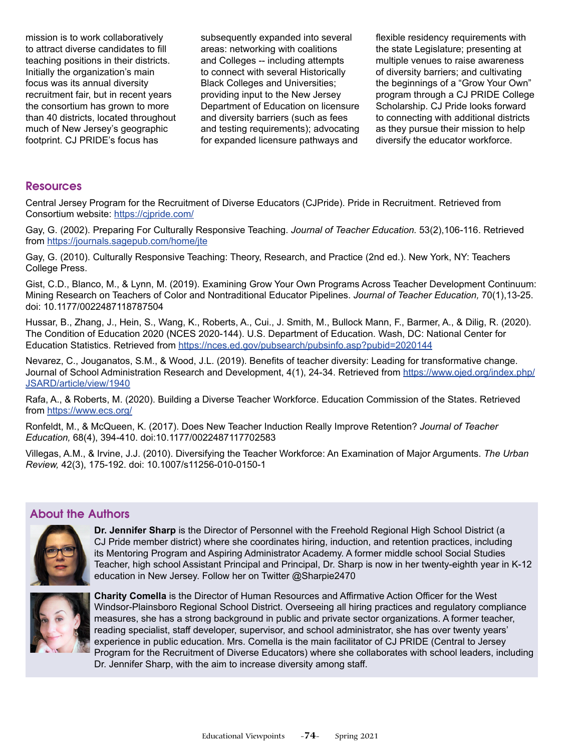mission is to work collaboratively to attract diverse candidates to fill teaching positions in their districts. Initially the organization's main focus was its annual diversity recruitment fair, but in recent years the consortium has grown to more than 40 districts, located throughout much of New Jersey's geographic footprint. CJ PRIDE's focus has subsequently expanded into several areas: networking with coalitions and Colleges -- including attempts to connect with several Historically Black Colleges and Universities; providing input to the New Jersey Department of Education on licensure and diversity barriers (such as fees and testing requirements); advocating for expanded licensure pathways and flexible residency requirements with the state Legislature; presenting at multiple venues to raise awareness of diversity barriers; and cultivating the beginnings of a "Grow Your Own" program through a CJ PRIDE College Scholarship. CJ Pride looks forward to connecting with additional districts as they pursue their mission to help diversify the educator workforce.

## Resources

Central Jersey Program for the Recruitment of Diverse Educators (CJPride). Pride in Recruitment. Retrieved from Consortium website: https://cjpride.com/

Gay, G. (2002). Preparing For Culturally Responsive Teaching. *Journal of Teacher Education.* 53(2),106-116. Retrieved from https://journals.sagepub.com/home/jte

Gay, G. (2010). Culturally Responsive Teaching: Theory, Research, and Practice (2nd ed.). New York, NY: Teachers College Press.

Gist, C.D., Blanco, M., & Lynn, M. (2019). Examining Grow Your Own Programs Across Teacher Development Continuum: Mining Research on Teachers of Color and Nontraditional Educator Pipelines. *Journal of Teacher Education,* 70(1),13-25. doi: 10.1177/0022487118787504

Hussar, B., Zhang, J., Hein, S., Wang, K., Roberts, A., Cui., J. Smith, M., Bullock Mann, F., Barmer, A., & Dilig, R. (2020). The Condition of Education 2020 (NCES 2020-144). U.S. Department of Education. Wash, DC: National Center for Education Statistics. Retrieved from https://nces.ed.gov/pubsearch/pubsinfo.asp?pubid=2020144

Nevarez, C., Jouganatos, S.M., & Wood, J.L. (2019). Benefits of teacher diversity: Leading for transformative change. Journal of School Administration Research and Development, 4(1), 24-34. Retrieved from https://www.ojed.org/index.php/JSARD/article/view/1940

Rafa, A., & Roberts, M. (2020). Building a Diverse Teacher Workforce. Education Commission of the States. Retrieved from https://www.ecs.org/

Ronfeldt, M., & McQueen, K. (2017). Does New Teacher Induction Really Improve Retention? *Journal of Teacher Education,* 68(4), 394-410. doi:10.1177/0022487117702583

Villegas, A.M., & Irvine, J.J. (2010). Diversifying the Teacher Workforce: An Examination of Major Arguments. *The Urban Review,* 42(3), 175-192. doi: 10.1007/s11256-010-0150-1

## About the Authors

**Dr. Jennifer Sharp** is the Director of Personnel with the Freehold Regional High School District (a CJ Pride member district) where she coordinates hiring, induction, and retention practices, including its Mentoring Program and Aspiring Administrator Academy. A former middle school Social Studies Teacher, high school Assistant Principal and Principal, Dr. Sharp is now in her twenty-eighth year in K-12 education in New Jersey. Follow her on Twitter @Sharpie2470

**Charity Comella** is the Director of Human Resources and Affirmative Action Officer for the West Windsor-Plainsboro Regional School District. Overseeing all hiring practices and regulatory compliance measures, she has a strong background in public and private sector organizations. A former teacher, reading specialist, staff developer, supervisor, and school administrator, she has over twenty years' experience in public education. Mrs. Comella is the main facilitator of CJ PRIDE (Central to Jersey Program for the Recruitment of Diverse Educators) where she collaborates with school leaders, including Dr. Jennifer Sharp, with the aim to increase diversity among staff.